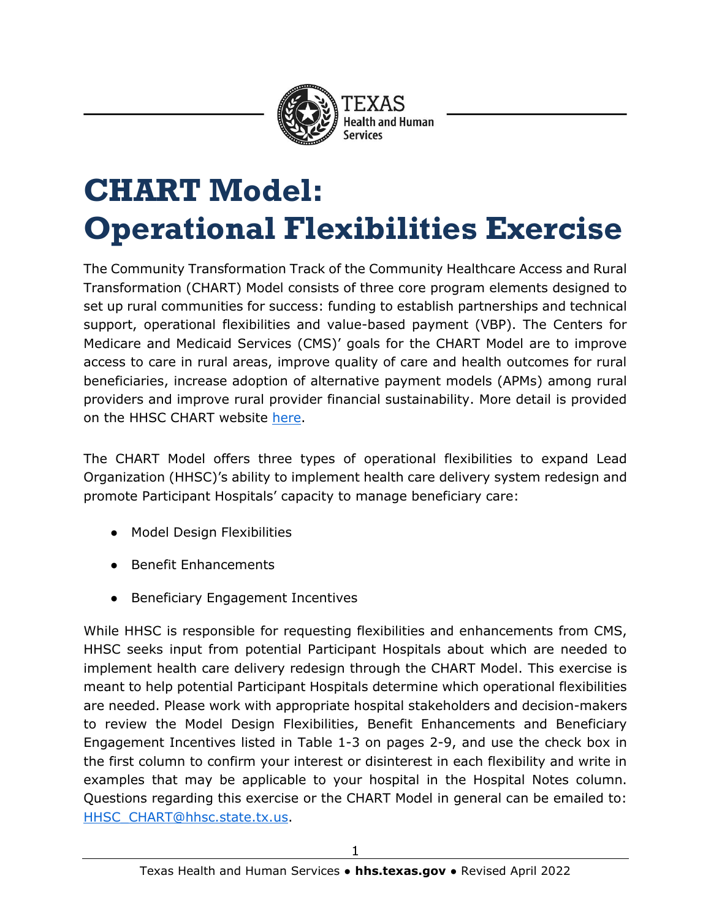# CHART Model: Operational Flexibilities Exercise

The Community Transformation Track of the Community Healthcare Access and Rural Transformation (CHART) Model consists of three core program elements designed to set up rural communities for success: funding to establish partnerships and technical support, operational flexibilities and value-based payment (VBP). The Centers for Medicare and Medicaid Services (CMS)' goals for the CHART Model are to improve access to care in rural areas, improve quality of care and health outcomes for rural beneficiaries, increase adoption of alternative payment models (APMs) among rural providers and improve rural provider financial sustainability. More detail is provided on the HHSC CHART website [here](#).

The CHART Model offers three types of operational flexibilities to expand Lead Organization (HHSC)'s ability to implement health care delivery system redesign and promote Participant Hospitals' capacity to manage beneficiary care:

- Model Design Flexibilities
- Benefit Enhancements
- Beneficiary Engagement Incentives

While HHSC is responsible for requesting flexibilities and enhancements from CMS, HHSC seeks input from potential Participant Hospitals about which are needed to implement health care delivery redesign through the CHART Model. This exercise is meant to help potential Participant Hospitals determine which operational flexibilities are needed. Please work with appropriate hospital stakeholders and decision-makers to review the Model Design Flexibilities, Benefit Enhancements and Beneficiary Engagement Incentives listed in Table 1-3 on pages 2-9, and use the check box in the first column to confirm your interest or disinterest in each flexibility and write in examples that may be applicable to your hospital in the Hospital Notes column. Questions regarding this exercise or the CHART Model in general can be emailed to: HHSC_CHART@hhsc.state.tx.us.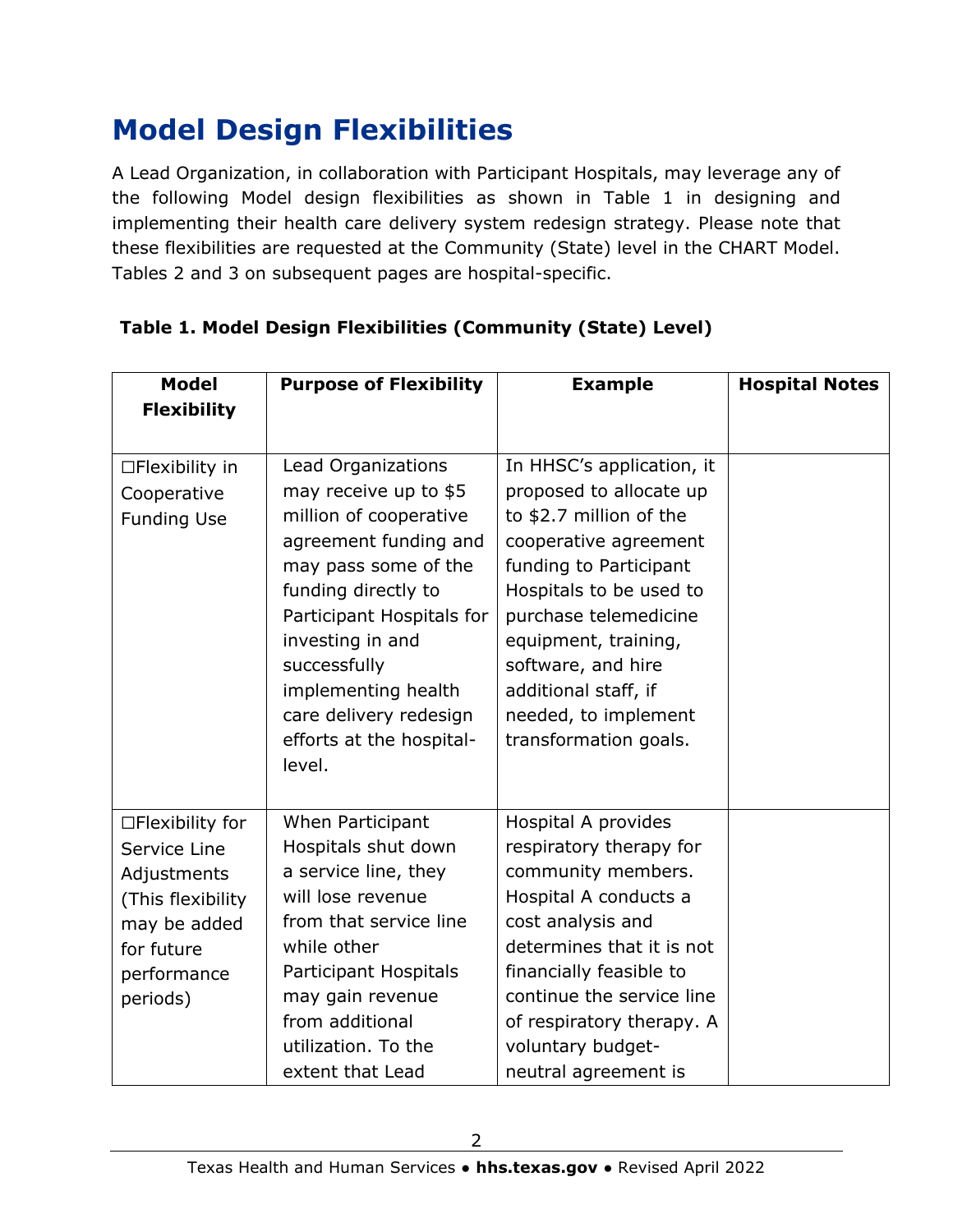# Model Design Flexibilities

A Lead Organization, in collaboration with Participant Hospitals, may leverage any of the following Model design flexibilities as shown in Table 1 in designing and implementing their health care delivery system redesign strategy. Please note that these flexibilities are requested at the Community (State) level in the CHART Model. Tables 2 and 3 on subsequent pages are hospital-specific.

**Table 1. Model Design Flexibilities (Community (State) Level)**

| Model Flexibility | Purpose of Flexibility | Example | Hospital Notes |
|---|---|---|---|
| ☐Flexibility in Cooperative Funding Use | Lead Organizations may receive up to $5 million of cooperative agreement funding and may pass some of the funding directly to Participant Hospitals for investing in and successfully implementing health care delivery redesign efforts at the hospital-level. | In HHSC's application, it proposed to allocate up to $2.7 million of the cooperative agreement funding to Participant Hospitals to be used to purchase telemedicine equipment, training, software, and hire additional staff, if needed, to implement transformation goals. | |
| ☐Flexibility for Service Line Adjustments (This flexibility may be added for future performance periods) | When Participant Hospitals shut down a service line, they will lose revenue from that service line while other Participant Hospitals may gain revenue from additional utilization. To the extent that Lead | Hospital A provides respiratory therapy for community members. Hospital A conducts a cost analysis and determines that it is not financially feasible to continue the service line of respiratory therapy. A voluntary budget-neutral agreement is | |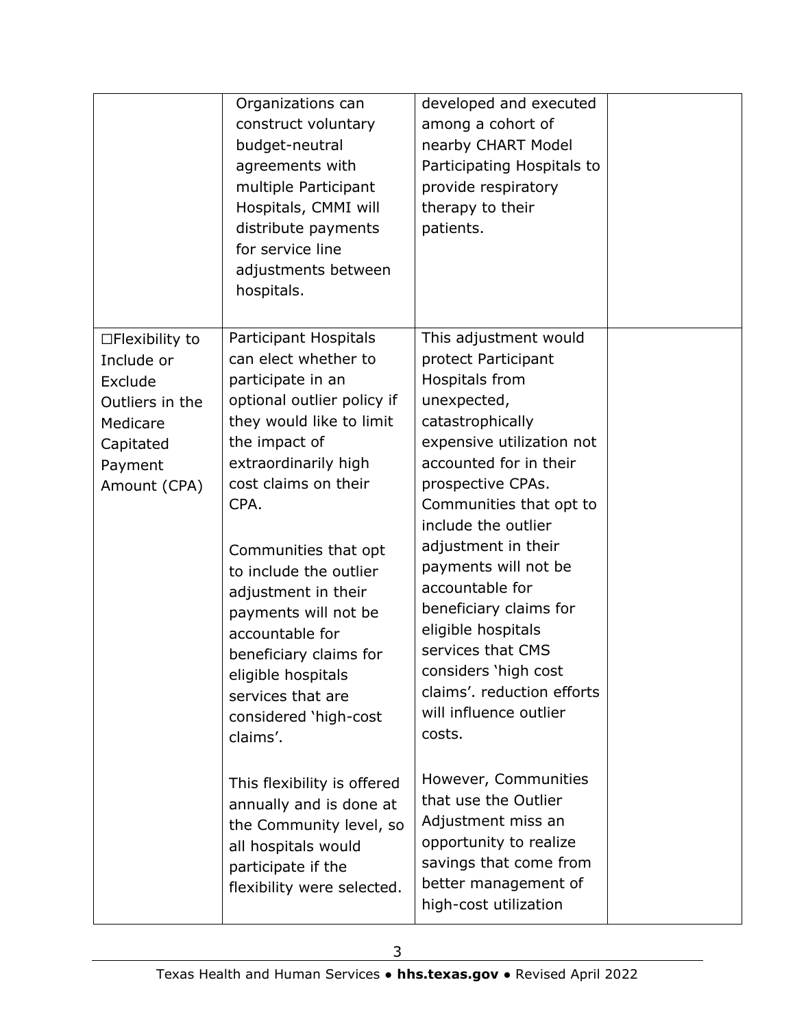| | | | |
|---|---|---|---|
| | Organizations can construct voluntary budget-neutral agreements with multiple Participant Hospitals, CMMI will distribute payments for service line adjustments between hospitals. | developed and executed among a cohort of nearby CHART Model Participating Hospitals to provide respiratory therapy to their patients. | |
| ☐Flexibility to Include or Exclude Outliers in the Medicare Capitated Payment Amount (CPA) | Participant Hospitals can elect whether to participate in an optional outlier policy if they would like to limit the impact of extraordinarily high cost claims on their CPA.<br><br>Communities that opt to include the outlier adjustment in their payments will not be accountable for beneficiary claims for eligible hospitals services that are considered 'high-cost claims'.<br><br>This flexibility is offered annually and is done at the Community level, so all hospitals would participate if the flexibility were selected. | This adjustment would protect Participant Hospitals from unexpected, catastrophically expensive utilization not accounted for in their prospective CPAs. Communities that opt to include the outlier adjustment in their payments will not be accountable for beneficiary claims for eligible hospitals services that CMS considers 'high cost claims'. reduction efforts will influence outlier costs.<br><br>However, Communities that use the Outlier Adjustment miss an opportunity to realize savings that come from better management of high-cost utilization | |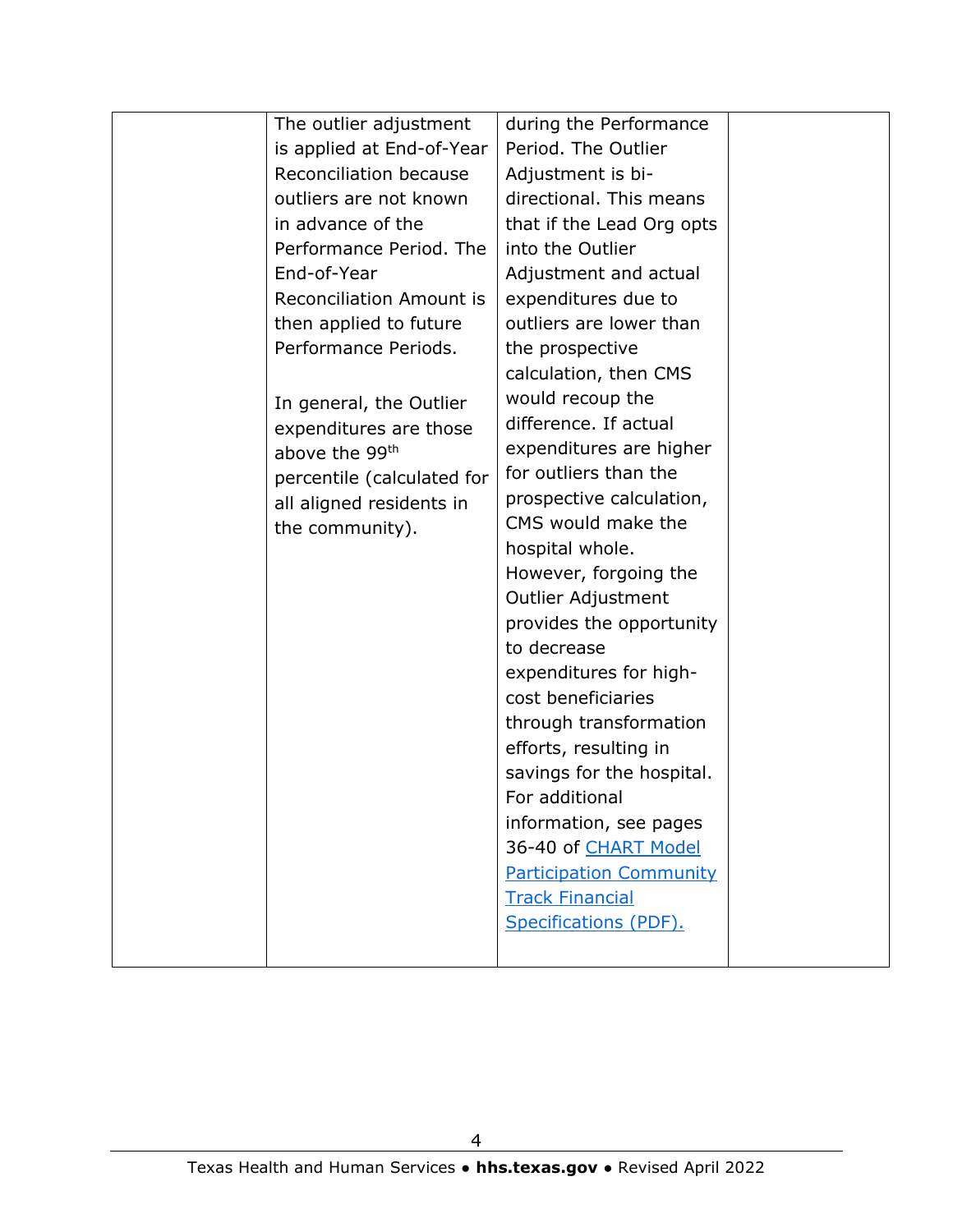| | | | |
|---|---|---|---|
| | The outlier adjustment is applied at End-of-Year Reconciliation because outliers are not known in advance of the Performance Period. The End-of-Year Reconciliation Amount is then applied to future Performance Periods.<br><br>In general, the Outlier expenditures are those above the 99th percentile (calculated for all aligned residents in the community). | during the Performance Period. The Outlier Adjustment is bi-directional. This means that if the Lead Org opts into the Outlier Adjustment and actual expenditures due to outliers are lower than the prospective calculation, then CMS would recoup the difference. If actual expenditures are higher for outliers than the prospective calculation, CMS would make the hospital whole. However, forgoing the Outlier Adjustment provides the opportunity to decrease expenditures for high-cost beneficiaries through transformation efforts, resulting in savings for the hospital. For additional information, see pages 36-40 of [CHART Model Participation Community Track Financial Specifications (PDF).]() | |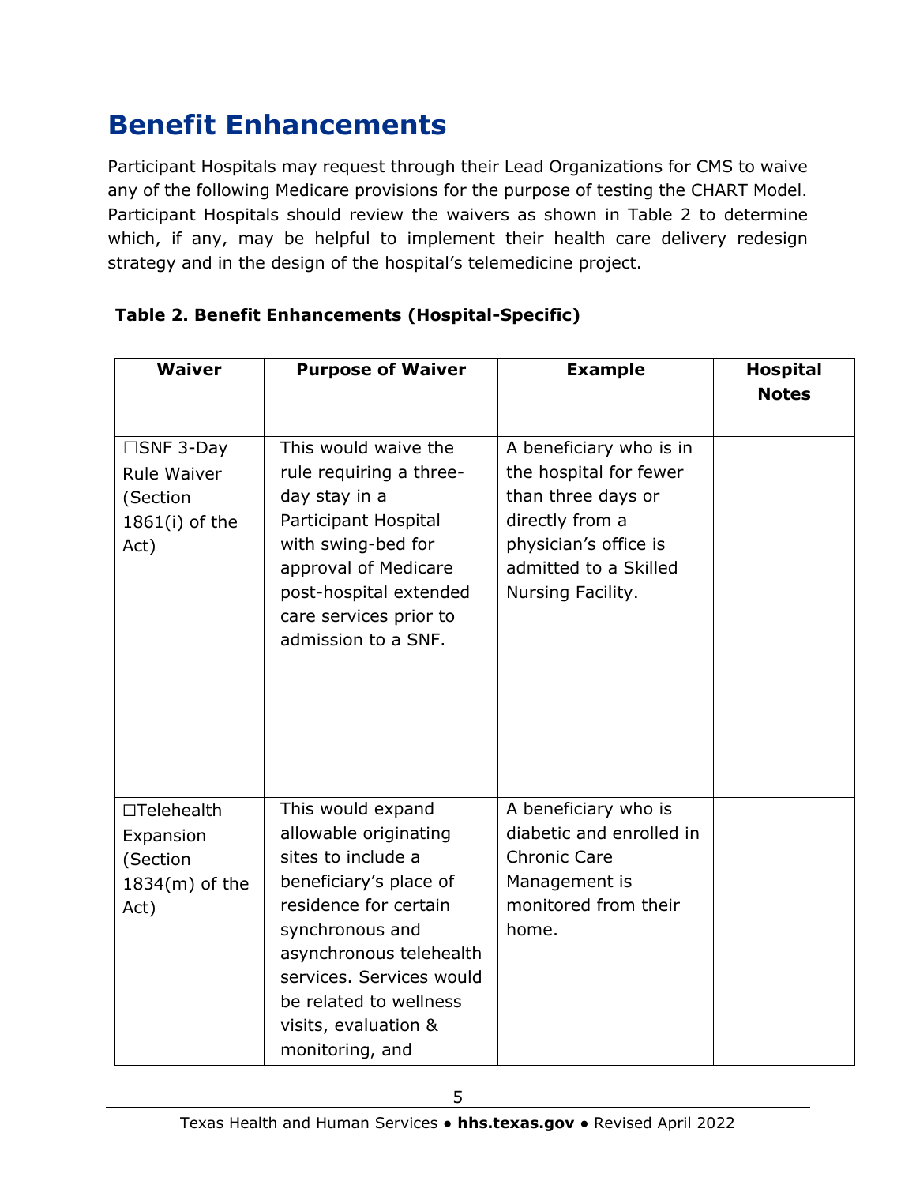# Benefit Enhancements

Participant Hospitals may request through their Lead Organizations for CMS to waive any of the following Medicare provisions for the purpose of testing the CHART Model. Participant Hospitals should review the waivers as shown in Table 2 to determine which, if any, may be helpful to implement their health care delivery redesign strategy and in the design of the hospital's telemedicine project.

**Table 2. Benefit Enhancements (Hospital-Specific)**

| Waiver | Purpose of Waiver | Example | Hospital Notes |
|---|---|---|---|
| ☐SNF 3-Day Rule Waiver (Section 1861(i) of the Act) | This would waive the rule requiring a three-day stay in a Participant Hospital with swing-bed for approval of Medicare post-hospital extended care services prior to admission to a SNF. | A beneficiary who is in the hospital for fewer than three days or directly from a physician's office is admitted to a Skilled Nursing Facility. | |
| ☐Telehealth Expansion (Section 1834(m) of the Act) | This would expand allowable originating sites to include a beneficiary's place of residence for certain synchronous and asynchronous telehealth services. Services would be related to wellness visits, evaluation & monitoring, and | A beneficiary who is diabetic and enrolled in Chronic Care Management is monitored from their home. | |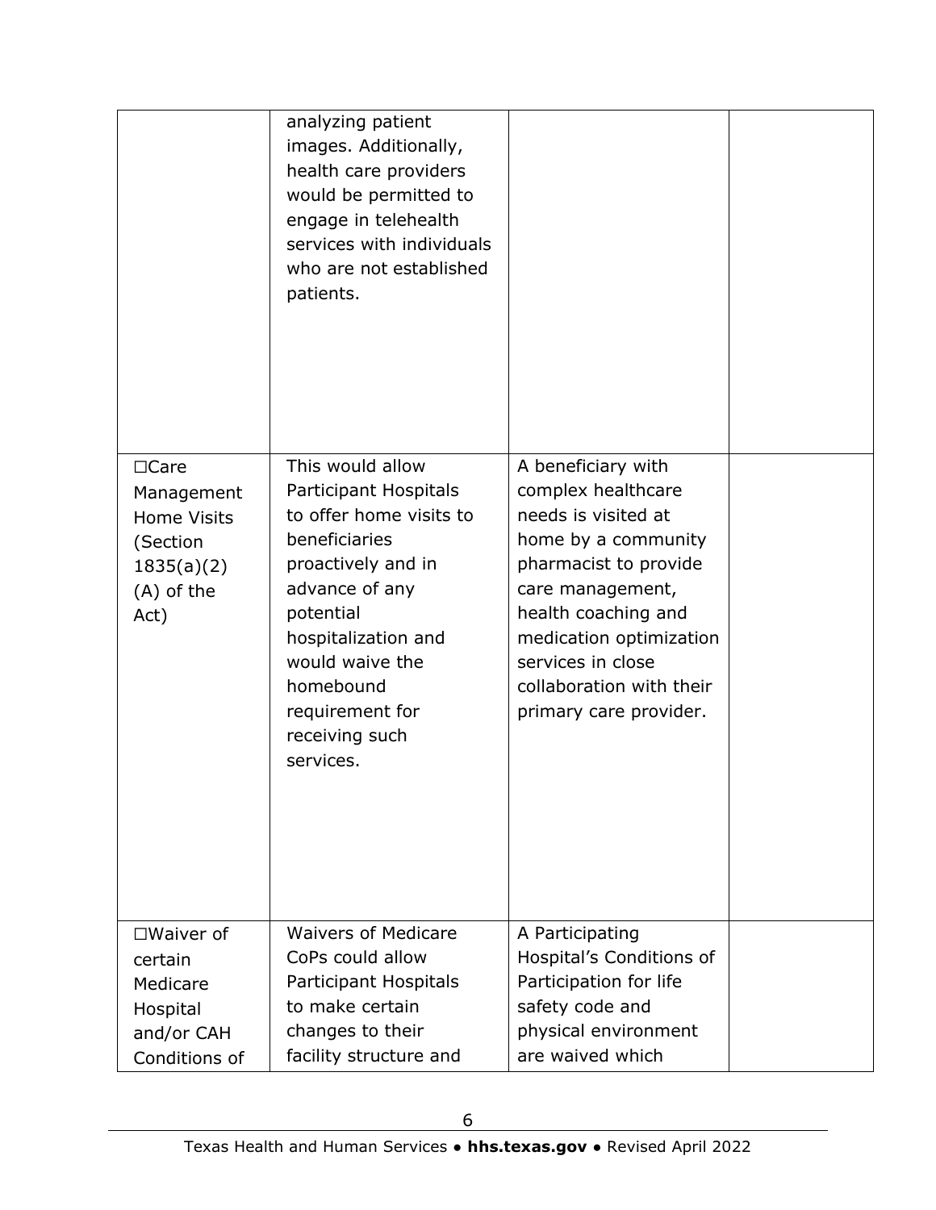| | | | |
|---|---|---|---|
| | analyzing patient images. Additionally, health care providers would be permitted to engage in telehealth services with individuals who are not established patients. | | |
| ☐Care Management Home Visits (Section 1835(a)(2)(A) of the Act) | This would allow Participant Hospitals to offer home visits to beneficiaries proactively and in advance of any potential hospitalization and would waive the homebound requirement for receiving such services. | A beneficiary with complex healthcare needs is visited at home by a community pharmacist to provide care management, health coaching and medication optimization services in close collaboration with their primary care provider. | |
| ☐Waiver of certain Medicare Hospital and/or CAH Conditions of | Waivers of Medicare CoPs could allow Participant Hospitals to make certain changes to their facility structure and | A Participating Hospital's Conditions of Participation for life safety code and physical environment are waived which | |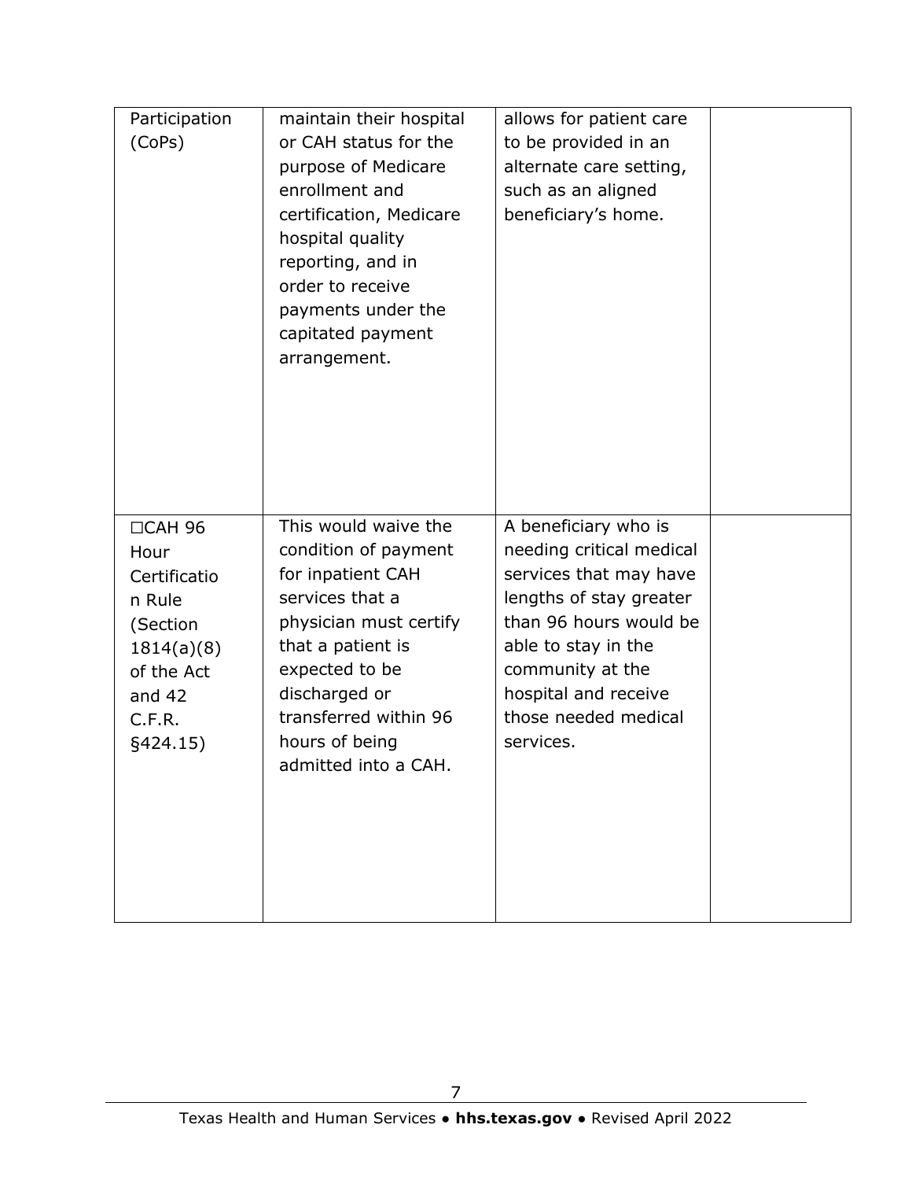| | | | |
|---|---|---|---|
| Participation (CoPs) | maintain their hospital or CAH status for the purpose of Medicare enrollment and certification, Medicare hospital quality reporting, and in order to receive payments under the capitated payment arrangement. | allows for patient care to be provided in an alternate care setting, such as an aligned beneficiary's home. | |
| ☐CAH 96 Hour Certification Rule (Section 1814(a)(8) of the Act and 42 C.F.R. §424.15) | This would waive the condition of payment for inpatient CAH services that a physician must certify that a patient is expected to be discharged or transferred within 96 hours of being admitted into a CAH. | A beneficiary who is needing critical medical services that may have lengths of stay greater than 96 hours would be able to stay in the community at the hospital and receive those needed medical services. | |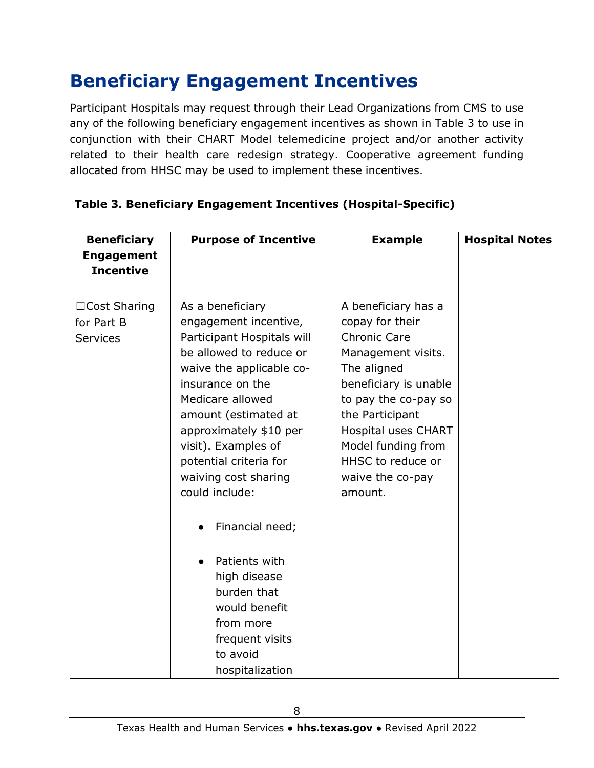# Beneficiary Engagement Incentives

Participant Hospitals may request through their Lead Organizations from CMS to use any of the following beneficiary engagement incentives as shown in Table 3 to use in conjunction with their CHART Model telemedicine project and/or another activity related to their health care redesign strategy. Cooperative agreement funding allocated from HHSC may be used to implement these incentives.

**Table 3. Beneficiary Engagement Incentives (Hospital-Specific)**

| Beneficiary Engagement Incentive | Purpose of Incentive | Example | Hospital Notes |
| --- | --- | --- | --- |
| ☐Cost Sharing for Part B Services | As a beneficiary engagement incentive, Participant Hospitals will be allowed to reduce or waive the applicable co-insurance on the Medicare allowed amount (estimated at approximately $10 per visit). Examples of potential criteria for waiving cost sharing could include:<br>• Financial need;<br>• Patients with high disease burden that would benefit from more frequent visits to avoid hospitalization | A beneficiary has a copay for their Chronic Care Management visits. The aligned beneficiary is unable to pay the co-pay so the Participant Hospital uses CHART Model funding from HHSC to reduce or waive the co-pay amount. | |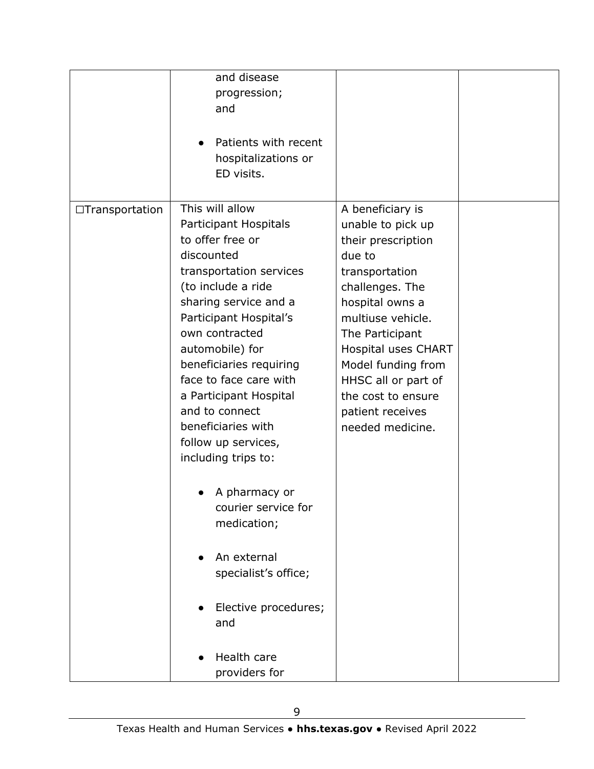| | | | |
|---|---|---|---|
| | and disease progression; and<br><br>• Patients with recent hospitalizations or ED visits. | | |
| ☐Transportation | This will allow Participant Hospitals to offer free or discounted transportation services (to include a ride sharing service and a Participant Hospital's own contracted automobile) for beneficiaries requiring face to face care with a Participant Hospital and to connect beneficiaries with follow up services, including trips to:<br><br>• A pharmacy or courier service for medication;<br><br>• An external specialist's office;<br><br>• Elective procedures; and<br><br>• Health care providers for | A beneficiary is unable to pick up their prescription due to transportation challenges. The hospital owns a multiuse vehicle. The Participant Hospital uses CHART Model funding from HHSC all or part of the cost to ensure patient receives needed medicine. | |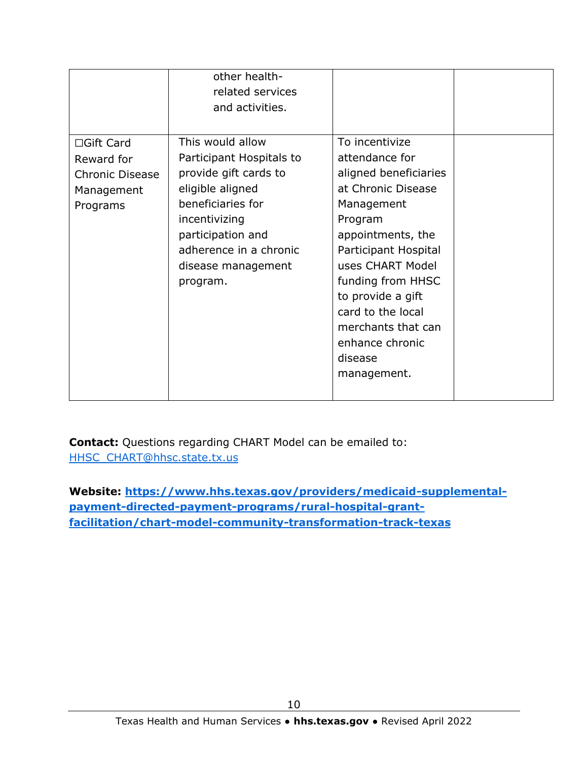| | | | |
|---|---|---|---|
| | other health-related services and activities. | | |
| ☐Gift Card Reward for Chronic Disease Management Programs | This would allow Participant Hospitals to provide gift cards to eligible aligned beneficiaries for incentivizing participation and adherence in a chronic disease management program. | To incentivize attendance for aligned beneficiaries at Chronic Disease Management Program appointments, the Participant Hospital uses CHART Model funding from HHSC to provide a gift card to the local merchants that can enhance chronic disease management. | |

**Contact:** Questions regarding CHART Model can be emailed to: [HHSC_CHART@hhsc.state.tx.us](mailto:HHSC_CHART@hhsc.state.tx.us)

**Website: [https://www.hhs.texas.gov/providers/medicaid-supplemental-payment-directed-payment-programs/rural-hospital-grant-facilitation/chart-model-community-transformation-track-texas](https://www.hhs.texas.gov/providers/medicaid-supplemental-payment-directed-payment-programs/rural-hospital-grant-facilitation/chart-model-community-transformation-track-texas)**